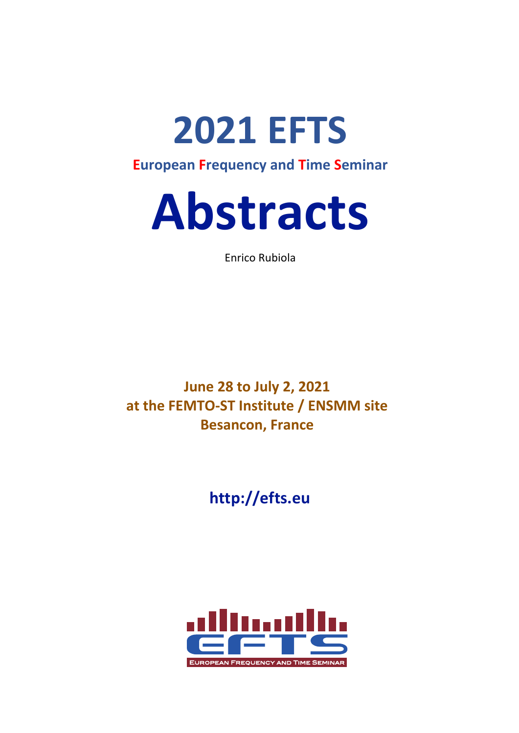# 2021 EFTS

**European Frequency and Time Seminar**

# Abstracts

Enrico Rubiola

**June 28 to July 2, 2021**
**at the FEMTO-ST Institute / ENSMM site**
**Besancon, France**

**http://efts.eu**

EUROPEAN FREQUENCY AND TIME SEMINAR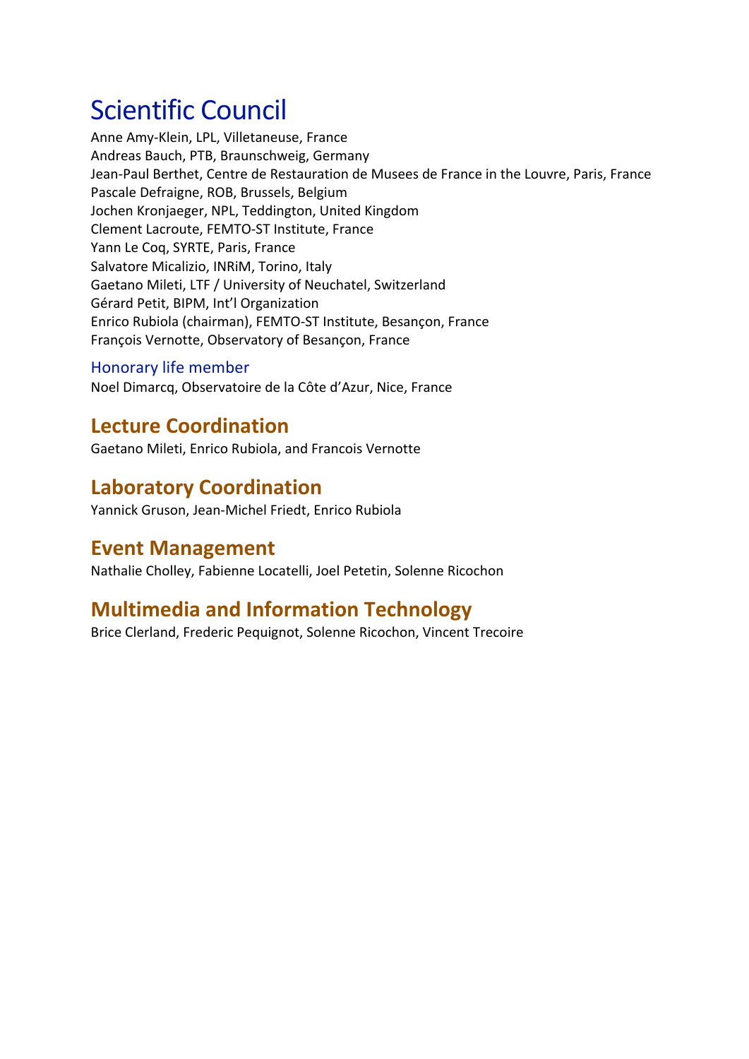# Scientific Council

Anne Amy-Klein, LPL, Villetaneuse, France
Andreas Bauch, PTB, Braunschweig, Germany
Jean-Paul Berthet, Centre de Restauration de Musees de France in the Louvre, Paris, France
Pascale Defraigne, ROB, Brussels, Belgium
Jochen Kronjaeger, NPL, Teddington, United Kingdom
Clement Lacroute, FEMTO-ST Institute, France
Yann Le Coq, SYRTE, Paris, France
Salvatore Micalizio, INRiM, Torino, Italy
Gaetano Mileti, LTF / University of Neuchatel, Switzerland
Gérard Petit, BIPM, Int'l Organization
Enrico Rubiola (chairman), FEMTO-ST Institute, Besançon, France
François Vernotte, Observatory of Besançon, France

### Honorary life member

Noel Dimarcq, Observatoire de la Côte d'Azur, Nice, France

## Lecture Coordination

Gaetano Mileti, Enrico Rubiola, and Francois Vernotte

## Laboratory Coordination

Yannick Gruson, Jean-Michel Friedt, Enrico Rubiola

## Event Management

Nathalie Cholley, Fabienne Locatelli, Joel Petetin, Solenne Ricochon

## Multimedia and Information Technology

Brice Clerland, Frederic Pequignot, Solenne Ricochon, Vincent Trecoire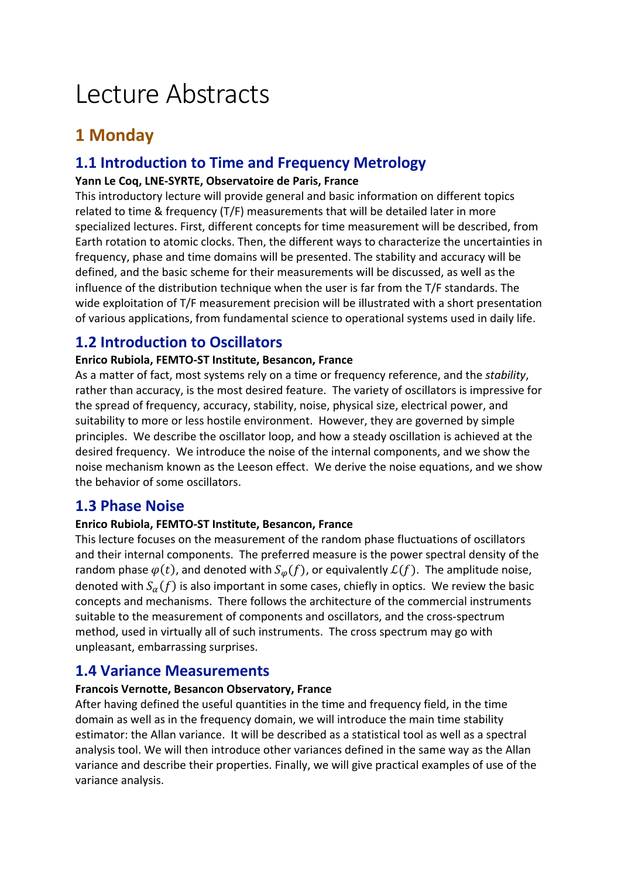# Lecture Abstracts

## 1 Monday

### 1.1 Introduction to Time and Frequency Metrology

**Yann Le Coq, LNE-SYRTE, Observatoire de Paris, France**

This introductory lecture will provide general and basic information on different topics related to time & frequency (T/F) measurements that will be detailed later in more specialized lectures. First, different concepts for time measurement will be described, from Earth rotation to atomic clocks. Then, the different ways to characterize the uncertainties in frequency, phase and time domains will be presented. The stability and accuracy will be defined, and the basic scheme for their measurements will be discussed, as well as the influence of the distribution technique when the user is far from the T/F standards. The wide exploitation of T/F measurement precision will be illustrated with a short presentation of various applications, from fundamental science to operational systems used in daily life.

### 1.2 Introduction to Oscillators

**Enrico Rubiola, FEMTO-ST Institute, Besancon, France**

As a matter of fact, most systems rely on a time or frequency reference, and the *stability*, rather than accuracy, is the most desired feature. The variety of oscillators is impressive for the spread of frequency, accuracy, stability, noise, physical size, electrical power, and suitability to more or less hostile environment. However, they are governed by simple principles. We describe the oscillator loop, and how a steady oscillation is achieved at the desired frequency. We introduce the noise of the internal components, and we show the noise mechanism known as the Leeson effect. We derive the noise equations, and we show the behavior of some oscillators.

### 1.3 Phase Noise

**Enrico Rubiola, FEMTO-ST Institute, Besancon, France**

This lecture focuses on the measurement of the random phase fluctuations of oscillators and their internal components. The preferred measure is the power spectral density of the random phase $\varphi(t)$, and denoted with $S_\varphi(f)$, or equivalently $\mathcal{L}(f)$. The amplitude noise, denoted with $S_\alpha(f)$ is also important in some cases, chiefly in optics. We review the basic concepts and mechanisms. There follows the architecture of the commercial instruments suitable to the measurement of components and oscillators, and the cross-spectrum method, used in virtually all of such instruments. The cross spectrum may go with unpleasant, embarrassing surprises.

### 1.4 Variance Measurements

**Francois Vernotte, Besancon Observatory, France**

After having defined the useful quantities in the time and frequency field, in the time domain as well as in the frequency domain, we will introduce the main time stability estimator: the Allan variance. It will be described as a statistical tool as well as a spectral analysis tool. We will then introduce other variances defined in the same way as the Allan variance and describe their properties. Finally, we will give practical examples of use of the variance analysis.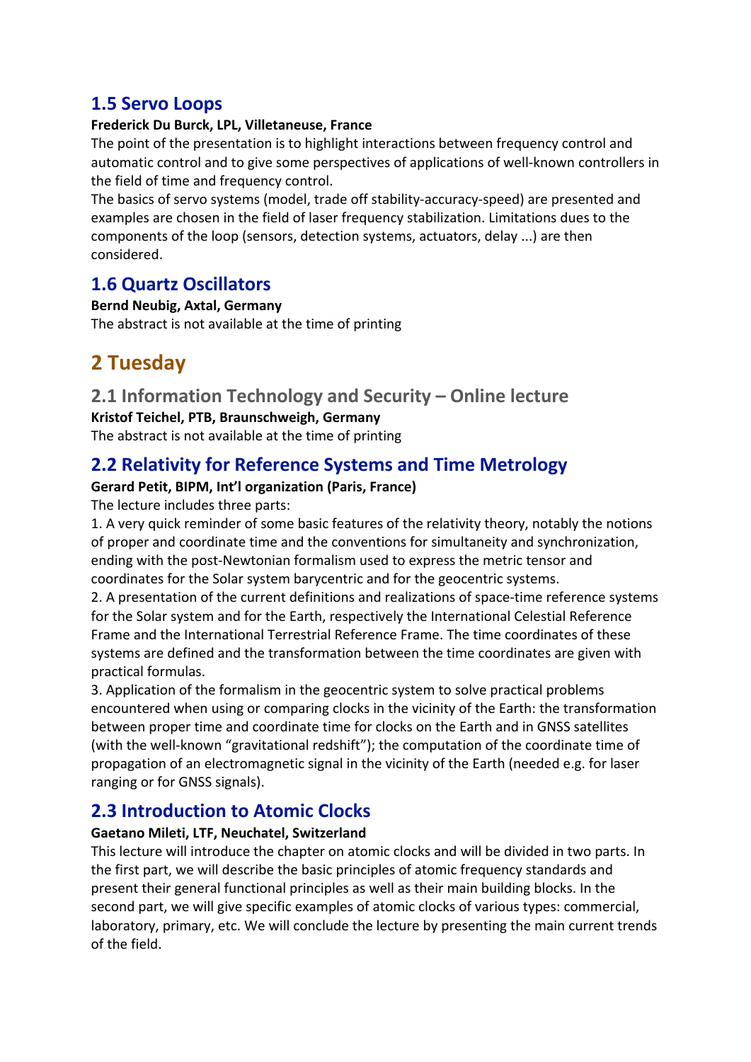## 1.5 Servo Loops

**Frederick Du Burck, LPL, Villetaneuse, France**

The point of the presentation is to highlight interactions between frequency control and automatic control and to give some perspectives of applications of well-known controllers in the field of time and frequency control.

The basics of servo systems (model, trade off stability-accuracy-speed) are presented and examples are chosen in the field of laser frequency stabilization. Limitations dues to the components of the loop (sensors, detection systems, actuators, delay ...) are then considered.

## 1.6 Quartz Oscillators

**Bernd Neubig, Axtal, Germany**

The abstract is not available at the time of printing

# 2 Tuesday

## 2.1 Information Technology and Security – Online lecture

**Kristof Teichel, PTB, Braunschweigh, Germany**

The abstract is not available at the time of printing

## 2.2 Relativity for Reference Systems and Time Metrology

**Gerard Petit, BIPM, Int'l organization (Paris, France)**

The lecture includes three parts:

1. A very quick reminder of some basic features of the relativity theory, notably the notions of proper and coordinate time and the conventions for simultaneity and synchronization, ending with the post-Newtonian formalism used to express the metric tensor and coordinates for the Solar system barycentric and for the geocentric systems.
2. A presentation of the current definitions and realizations of space-time reference systems for the Solar system and for the Earth, respectively the International Celestial Reference Frame and the International Terrestrial Reference Frame. The time coordinates of these systems are defined and the transformation between the time coordinates are given with practical formulas.
3. Application of the formalism in the geocentric system to solve practical problems encountered when using or comparing clocks in the vicinity of the Earth: the transformation between proper time and coordinate time for clocks on the Earth and in GNSS satellites (with the well-known "gravitational redshift"); the computation of the coordinate time of propagation of an electromagnetic signal in the vicinity of the Earth (needed e.g. for laser ranging or for GNSS signals).

## 2.3 Introduction to Atomic Clocks

**Gaetano Mileti, LTF, Neuchatel, Switzerland**

This lecture will introduce the chapter on atomic clocks and will be divided in two parts. In the first part, we will describe the basic principles of atomic frequency standards and present their general functional principles as well as their main building blocks. In the second part, we will give specific examples of atomic clocks of various types: commercial, laboratory, primary, etc. We will conclude the lecture by presenting the main current trends of the field.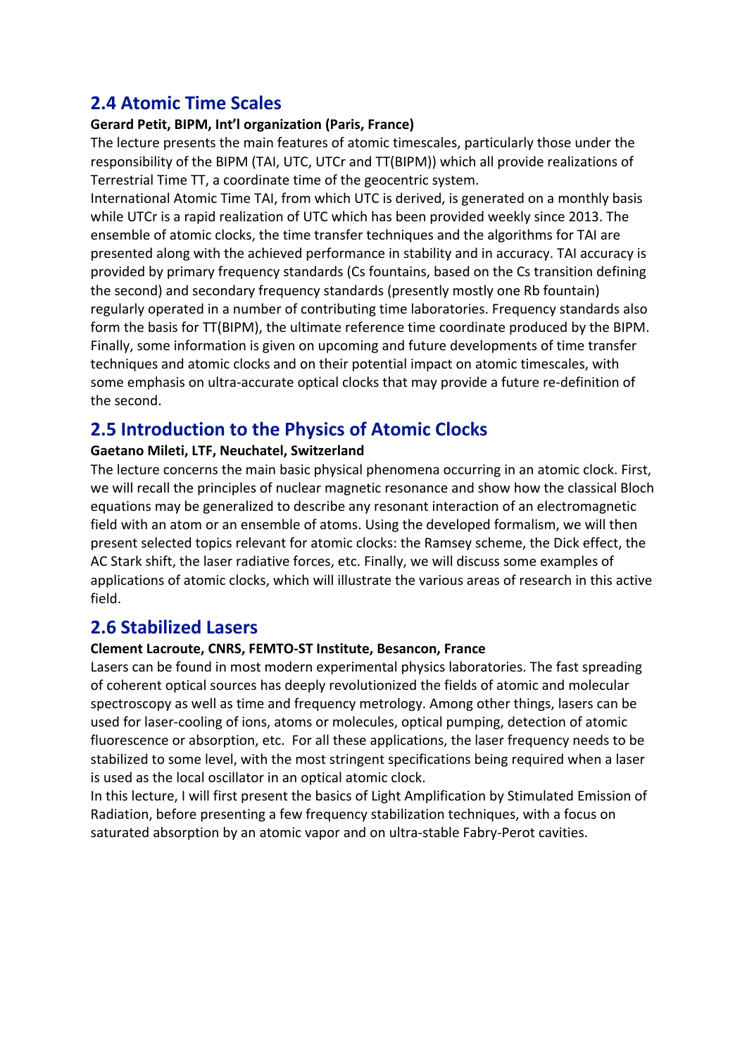## 2.4 Atomic Time Scales

**Gerard Petit, BIPM, Int'l organization (Paris, France)**

The lecture presents the main features of atomic timescales, particularly those under the responsibility of the BIPM (TAI, UTC, UTCr and TT(BIPM)) which all provide realizations of Terrestrial Time TT, a coordinate time of the geocentric system.

International Atomic Time TAI, from which UTC is derived, is generated on a monthly basis while UTCr is a rapid realization of UTC which has been provided weekly since 2013. The ensemble of atomic clocks, the time transfer techniques and the algorithms for TAI are presented along with the achieved performance in stability and in accuracy. TAI accuracy is provided by primary frequency standards (Cs fountains, based on the Cs transition defining the second) and secondary frequency standards (presently mostly one Rb fountain) regularly operated in a number of contributing time laboratories. Frequency standards also form the basis for TT(BIPM), the ultimate reference time coordinate produced by the BIPM. Finally, some information is given on upcoming and future developments of time transfer techniques and atomic clocks and on their potential impact on atomic timescales, with some emphasis on ultra-accurate optical clocks that may provide a future re-definition of the second.

## 2.5 Introduction to the Physics of Atomic Clocks

**Gaetano Mileti, LTF, Neuchatel, Switzerland**

The lecture concerns the main basic physical phenomena occurring in an atomic clock. First, we will recall the principles of nuclear magnetic resonance and show how the classical Bloch equations may be generalized to describe any resonant interaction of an electromagnetic field with an atom or an ensemble of atoms. Using the developed formalism, we will then present selected topics relevant for atomic clocks: the Ramsey scheme, the Dick effect, the AC Stark shift, the laser radiative forces, etc. Finally, we will discuss some examples of applications of atomic clocks, which will illustrate the various areas of research in this active field.

## 2.6 Stabilized Lasers

**Clement Lacroute, CNRS, FEMTO-ST Institute, Besancon, France**

Lasers can be found in most modern experimental physics laboratories. The fast spreading of coherent optical sources has deeply revolutionized the fields of atomic and molecular spectroscopy as well as time and frequency metrology. Among other things, lasers can be used for laser-cooling of ions, atoms or molecules, optical pumping, detection of atomic fluorescence or absorption, etc. For all these applications, the laser frequency needs to be stabilized to some level, with the most stringent specifications being required when a laser is used as the local oscillator in an optical atomic clock.

In this lecture, I will first present the basics of Light Amplification by Stimulated Emission of Radiation, before presenting a few frequency stabilization techniques, with a focus on saturated absorption by an atomic vapor and on ultra-stable Fabry-Perot cavities.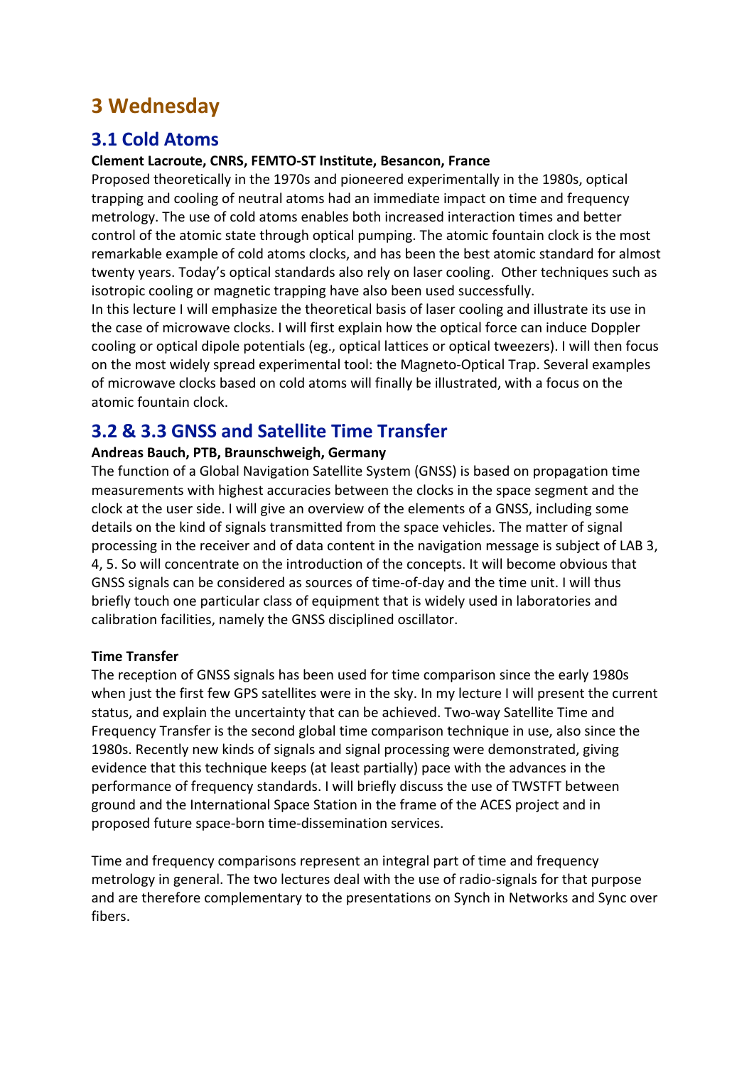# 3 Wednesday

## 3.1 Cold Atoms

**Clement Lacroute, CNRS, FEMTO-ST Institute, Besancon, France**

Proposed theoretically in the 1970s and pioneered experimentally in the 1980s, optical trapping and cooling of neutral atoms had an immediate impact on time and frequency metrology. The use of cold atoms enables both increased interaction times and better control of the atomic state through optical pumping. The atomic fountain clock is the most remarkable example of cold atoms clocks, and has been the best atomic standard for almost twenty years. Today's optical standards also rely on laser cooling. Other techniques such as isotropic cooling or magnetic trapping have also been used successfully.

In this lecture I will emphasize the theoretical basis of laser cooling and illustrate its use in the case of microwave clocks. I will first explain how the optical force can induce Doppler cooling or optical dipole potentials (eg., optical lattices or optical tweezers). I will then focus on the most widely spread experimental tool: the Magneto-Optical Trap. Several examples of microwave clocks based on cold atoms will finally be illustrated, with a focus on the atomic fountain clock.

## 3.2 & 3.3 GNSS and Satellite Time Transfer

**Andreas Bauch, PTB, Braunschweigh, Germany**

The function of a Global Navigation Satellite System (GNSS) is based on propagation time measurements with highest accuracies between the clocks in the space segment and the clock at the user side. I will give an overview of the elements of a GNSS, including some details on the kind of signals transmitted from the space vehicles. The matter of signal processing in the receiver and of data content in the navigation message is subject of LAB 3, 4, 5. So will concentrate on the introduction of the concepts. It will become obvious that GNSS signals can be considered as sources of time-of-day and the time unit. I will thus briefly touch one particular class of equipment that is widely used in laboratories and calibration facilities, namely the GNSS disciplined oscillator.

**Time Transfer**

The reception of GNSS signals has been used for time comparison since the early 1980s when just the first few GPS satellites were in the sky. In my lecture I will present the current status, and explain the uncertainty that can be achieved. Two-way Satellite Time and Frequency Transfer is the second global time comparison technique in use, also since the 1980s. Recently new kinds of signals and signal processing were demonstrated, giving evidence that this technique keeps (at least partially) pace with the advances in the performance of frequency standards. I will briefly discuss the use of TWSTFT between ground and the International Space Station in the frame of the ACES project and in proposed future space-born time-dissemination services.

Time and frequency comparisons represent an integral part of time and frequency metrology in general. The two lectures deal with the use of radio-signals for that purpose and are therefore complementary to the presentations on Synch in Networks and Sync over fibers.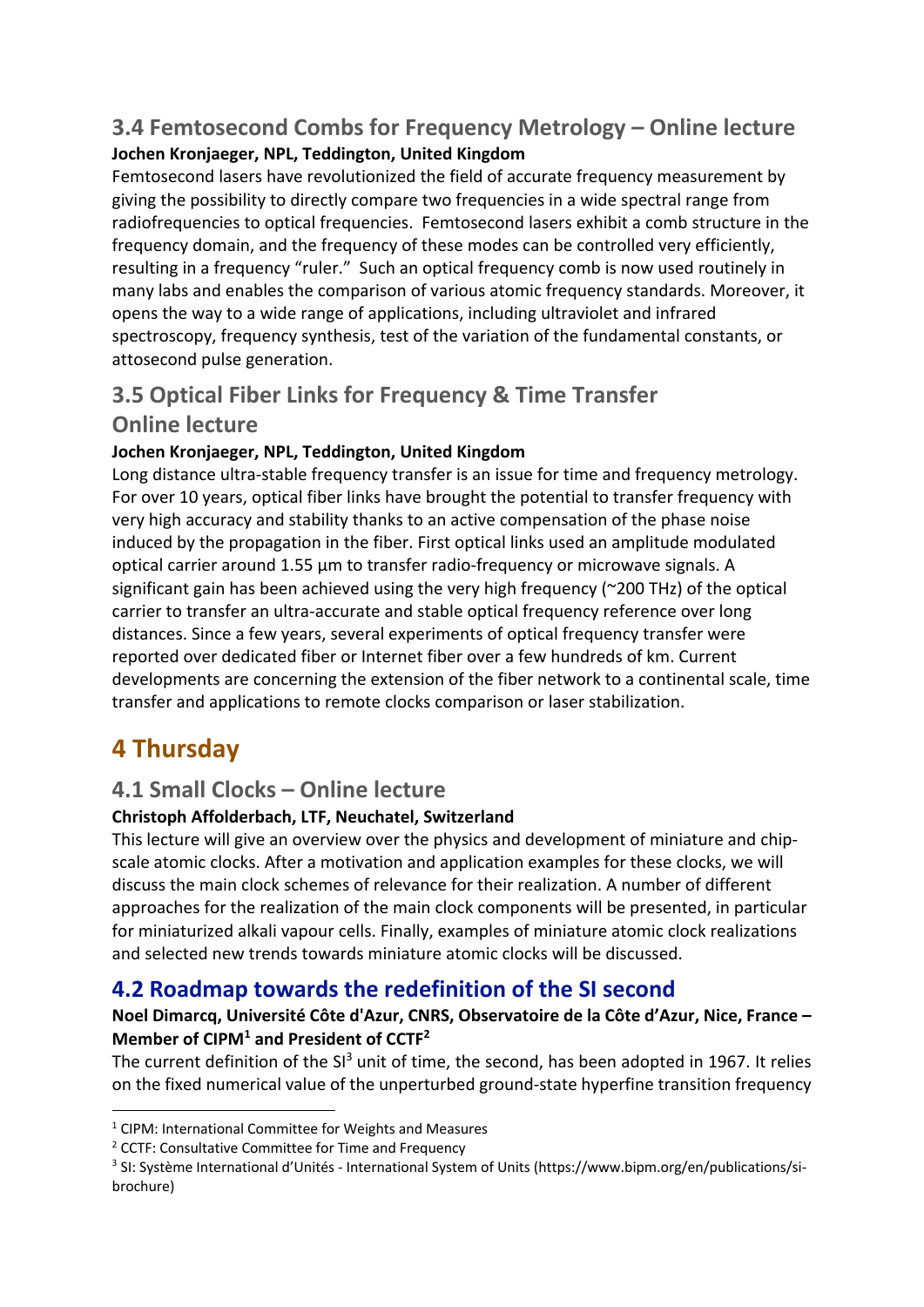## 3.4 Femtosecond Combs for Frequency Metrology – Online lecture

**Jochen Kronjaeger, NPL, Teddington, United Kingdom**

Femtosecond lasers have revolutionized the field of accurate frequency measurement by giving the possibility to directly compare two frequencies in a wide spectral range from radiofrequencies to optical frequencies. Femtosecond lasers exhibit a comb structure in the frequency domain, and the frequency of these modes can be controlled very efficiently, resulting in a frequency "ruler." Such an optical frequency comb is now used routinely in many labs and enables the comparison of various atomic frequency standards. Moreover, it opens the way to a wide range of applications, including ultraviolet and infrared spectroscopy, frequency synthesis, test of the variation of the fundamental constants, or attosecond pulse generation.

## 3.5 Optical Fiber Links for Frequency & Time Transfer Online lecture

**Jochen Kronjaeger, NPL, Teddington, United Kingdom**

Long distance ultra-stable frequency transfer is an issue for time and frequency metrology. For over 10 years, optical fiber links have brought the potential to transfer frequency with very high accuracy and stability thanks to an active compensation of the phase noise induced by the propagation in the fiber. First optical links used an amplitude modulated optical carrier around 1.55 µm to transfer radio-frequency or microwave signals. A significant gain has been achieved using the very high frequency (~200 THz) of the optical carrier to transfer an ultra-accurate and stable optical frequency reference over long distances. Since a few years, several experiments of optical frequency transfer were reported over dedicated fiber or Internet fiber over a few hundreds of km. Current developments are concerning the extension of the fiber network to a continental scale, time transfer and applications to remote clocks comparison or laser stabilization.

# 4 Thursday

## 4.1 Small Clocks – Online lecture

**Christoph Affolderbach, LTF, Neuchatel, Switzerland**

This lecture will give an overview over the physics and development of miniature and chip-scale atomic clocks. After a motivation and application examples for these clocks, we will discuss the main clock schemes of relevance for their realization. A number of different approaches for the realization of the main clock components will be presented, in particular for miniaturized alkali vapour cells. Finally, examples of miniature atomic clock realizations and selected new trends towards miniature atomic clocks will be discussed.

## 4.2 Roadmap towards the redefinition of the SI second

**Noel Dimarcq, Université Côte d'Azur, CNRS, Observatoire de la Côte d'Azur, Nice, France – Member of CIPM[1] and President of CCTF[2]**

The current definition of the SI[3] unit of time, the second, has been adopted in 1967. It relies on the fixed numerical value of the unperturbed ground-state hyperfine transition frequency

---

[1] CIPM: International Committee for Weights and Measures

[2] CCTF: Consultative Committee for Time and Frequency

[3] SI: Système International d'Unités - International System of Units (https://www.bipm.org/en/publications/si-brochure)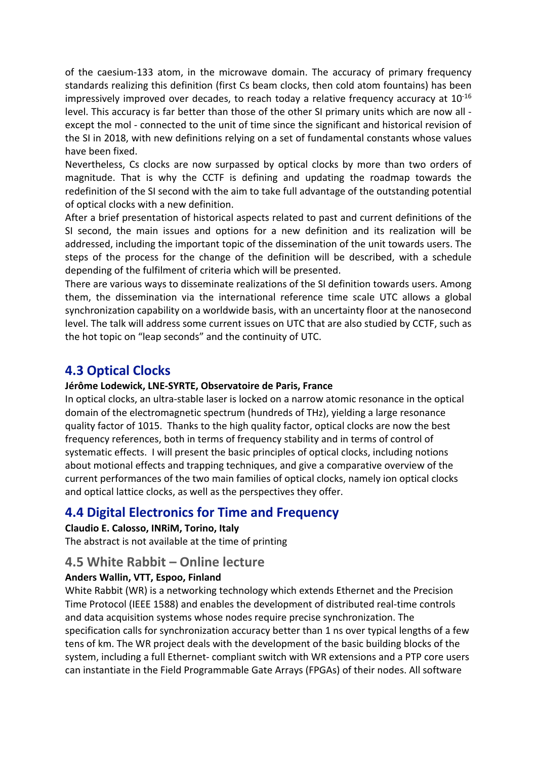of the caesium-133 atom, in the microwave domain. The accuracy of primary frequency standards realizing this definition (first Cs beam clocks, then cold atom fountains) has been impressively improved over decades, to reach today a relative frequency accuracy at $10^{-16}$ level. This accuracy is far better than those of the other SI primary units which are now all - except the mol - connected to the unit of time since the significant and historical revision of the SI in 2018, with new definitions relying on a set of fundamental constants whose values have been fixed.

Nevertheless, Cs clocks are now surpassed by optical clocks by more than two orders of magnitude. That is why the CCTF is defining and updating the roadmap towards the redefinition of the SI second with the aim to take full advantage of the outstanding potential of optical clocks with a new definition.

After a brief presentation of historical aspects related to past and current definitions of the SI second, the main issues and options for a new definition and its realization will be addressed, including the important topic of the dissemination of the unit towards users. The steps of the process for the change of the definition will be described, with a schedule depending of the fulfilment of criteria which will be presented.

There are various ways to disseminate realizations of the SI definition towards users. Among them, the dissemination via the international reference time scale UTC allows a global synchronization capability on a worldwide basis, with an uncertainty floor at the nanosecond level. The talk will address some current issues on UTC that are also studied by CCTF, such as the hot topic on "leap seconds" and the continuity of UTC.

## 4.3 Optical Clocks

**Jérôme Lodewick, LNE-SYRTE, Observatoire de Paris, France**

In optical clocks, an ultra-stable laser is locked on a narrow atomic resonance in the optical domain of the electromagnetic spectrum (hundreds of THz), yielding a large resonance quality factor of 1015. Thanks to the high quality factor, optical clocks are now the best frequency references, both in terms of frequency stability and in terms of control of systematic effects. I will present the basic principles of optical clocks, including notions about motional effects and trapping techniques, and give a comparative overview of the current performances of the two main families of optical clocks, namely ion optical clocks and optical lattice clocks, as well as the perspectives they offer.

## 4.4 Digital Electronics for Time and Frequency

**Claudio E. Calosso, INRiM, Torino, Italy**

The abstract is not available at the time of printing

## 4.5 White Rabbit – Online lecture

**Anders Wallin, VTT, Espoo, Finland**

White Rabbit (WR) is a networking technology which extends Ethernet and the Precision Time Protocol (IEEE 1588) and enables the development of distributed real-time controls and data acquisition systems whose nodes require precise synchronization. The specification calls for synchronization accuracy better than 1 ns over typical lengths of a few tens of km. The WR project deals with the development of the basic building blocks of the system, including a full Ethernet- compliant switch with WR extensions and a PTP core users can instantiate in the Field Programmable Gate Arrays (FPGAs) of their nodes. All software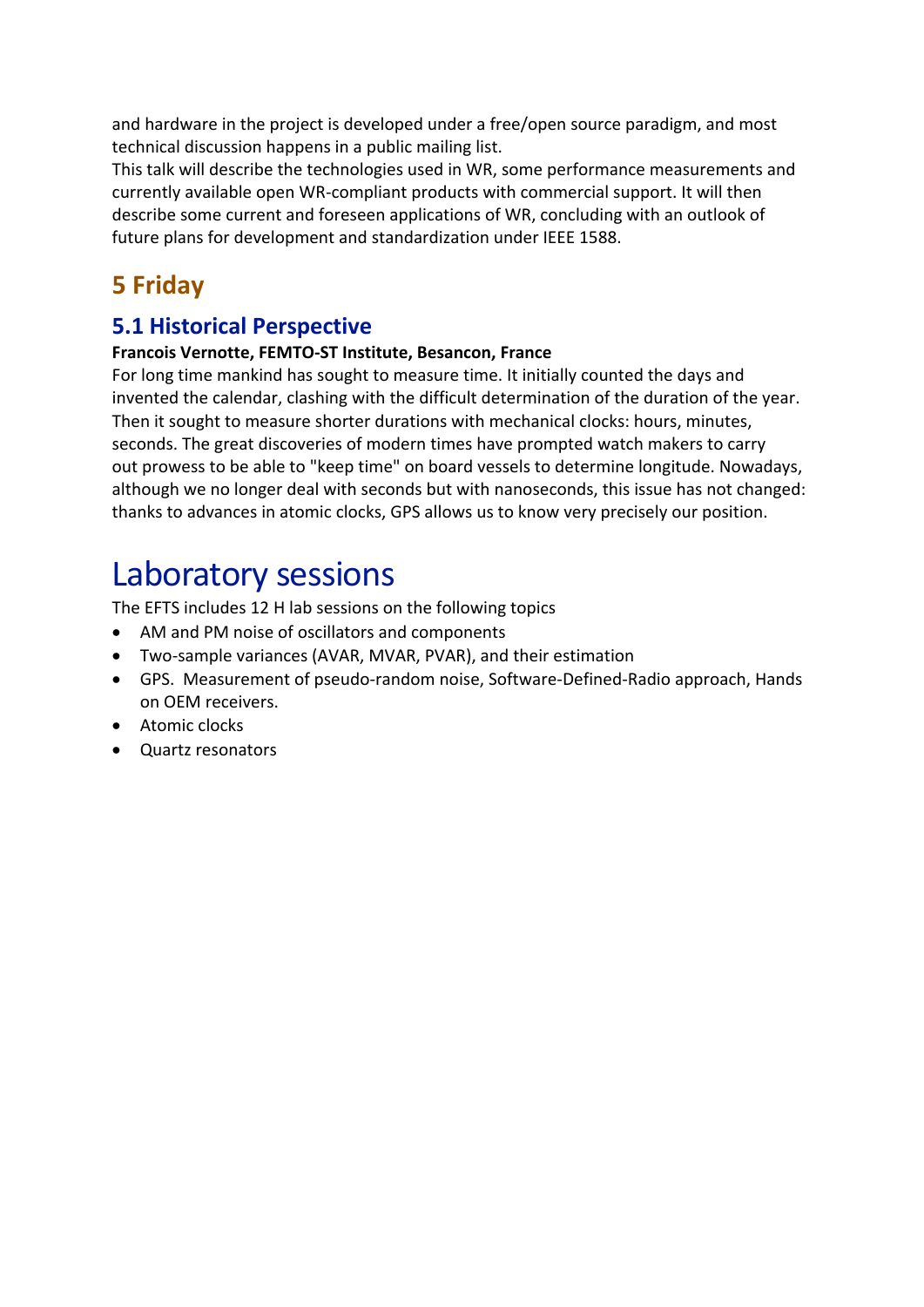and hardware in the project is developed under a free/open source paradigm, and most technical discussion happens in a public mailing list.
This talk will describe the technologies used in WR, some performance measurements and currently available open WR-compliant products with commercial support. It will then describe some current and foreseen applications of WR, concluding with an outlook of future plans for development and standardization under IEEE 1588.

## 5 Friday

### 5.1 Historical Perspective

**Francois Vernotte, FEMTO-ST Institute, Besancon, France**

For long time mankind has sought to measure time. It initially counted the days and invented the calendar, clashing with the difficult determination of the duration of the year. Then it sought to measure shorter durations with mechanical clocks: hours, minutes, seconds. The great discoveries of modern times have prompted watch makers to carry out prowess to be able to "keep time" on board vessels to determine longitude. Nowadays, although we no longer deal with seconds but with nanoseconds, this issue has not changed: thanks to advances in atomic clocks, GPS allows us to know very precisely our position.

# Laboratory sessions

The EFTS includes 12 H lab sessions on the following topics

- AM and PM noise of oscillators and components
- Two-sample variances (AVAR, MVAR, PVAR), and their estimation
- GPS. Measurement of pseudo-random noise, Software-Defined-Radio approach, Hands on OEM receivers.
- Atomic clocks
- Quartz resonators